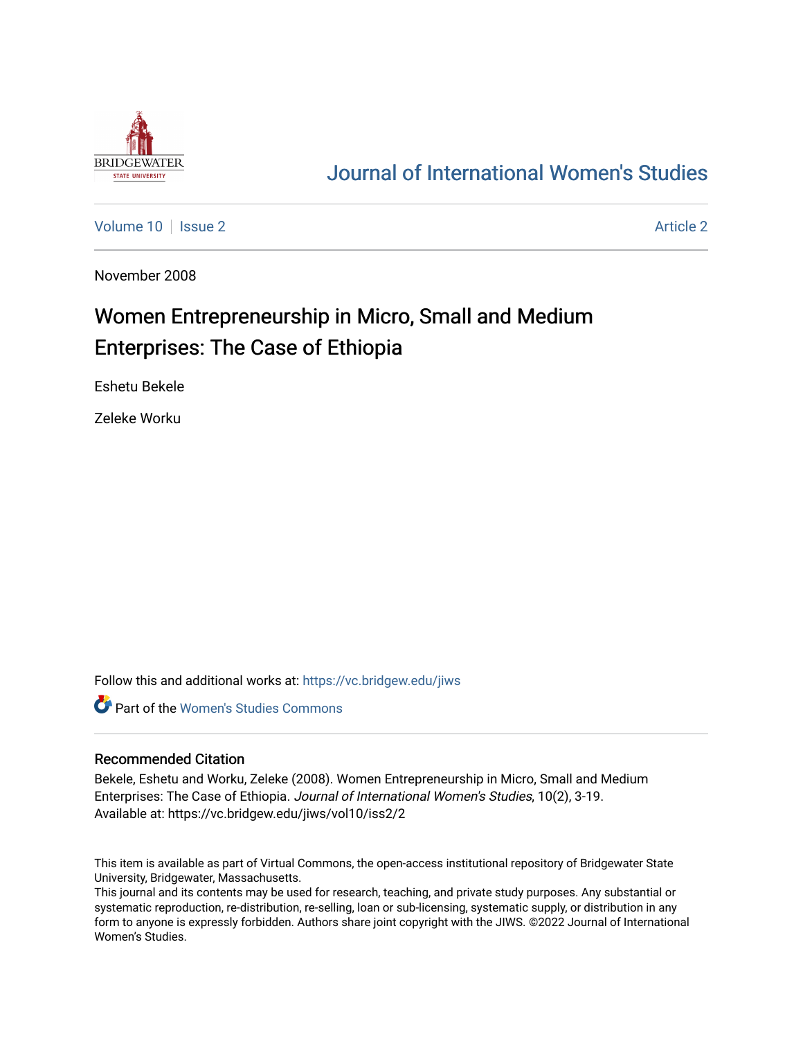Journal of International Women's Studies

Volume 10 | Issue 2 | Article 2

November 2008

# Women Entrepreneurship in Micro, Small and Medium Enterprises: The Case of Ethiopia

Eshetu Bekele

Zeleke Worku

Follow this and additional works at: https://vc.bridgew.edu/jiws

Part of the Women's Studies Commons

## Recommended Citation

Bekele, Eshetu and Worku, Zeleke (2008). Women Entrepreneurship in Micro, Small and Medium Enterprises: The Case of Ethiopia. *Journal of International Women's Studies*, 10(2), 3-19.
Available at: https://vc.bridgew.edu/jiws/vol10/iss2/2

This item is available as part of Virtual Commons, the open-access institutional repository of Bridgewater State University, Bridgewater, Massachusetts.
This journal and its contents may be used for research, teaching, and private study purposes. Any substantial or systematic reproduction, re-distribution, re-selling, loan or sub-licensing, systematic supply, or distribution in any form to anyone is expressly forbidden. Authors share joint copyright with the JIWS. ©2022 Journal of International Women's Studies.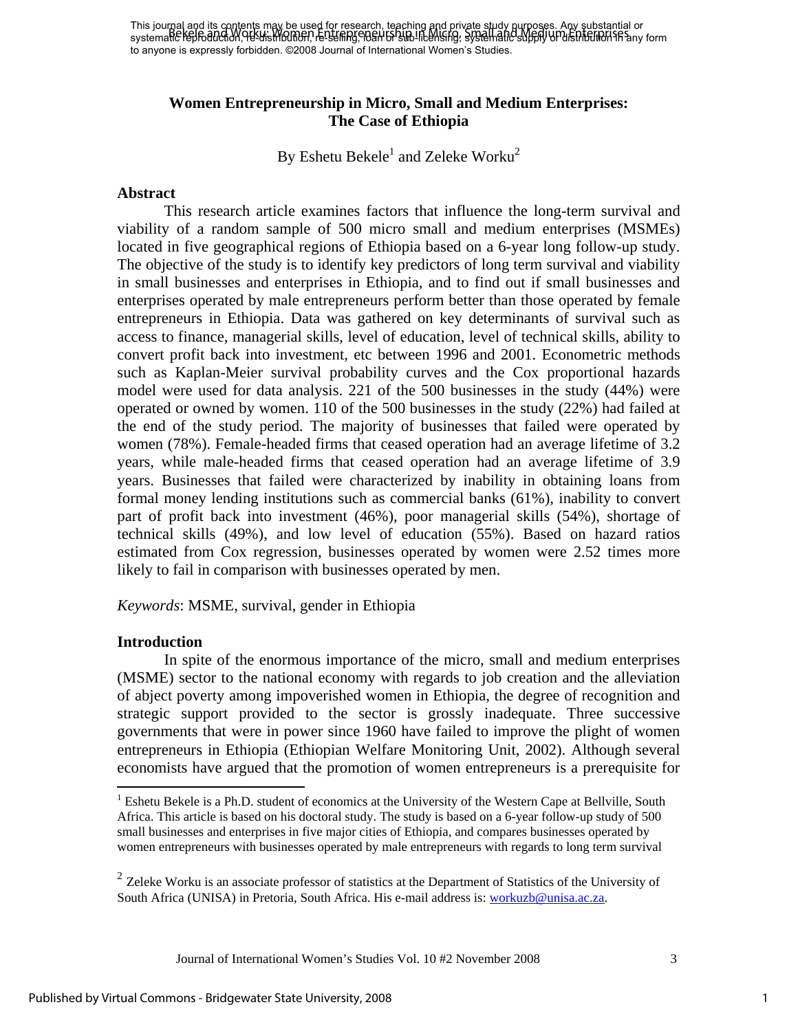This journal and its contents may be used for research, teaching and private study purposes. Any substantial or systematic reproduction, re-distribution, re-selling, loan or sub-licensing, systematic supply or distribution in any form to anyone is expressly forbidden. ©2008 Journal of International Women's Studies.

# Women Entrepreneurship in Micro, Small and Medium Enterprises: The Case of Ethiopia

By Eshetu Bekele[1] and Zeleke Worku[2]

## Abstract

This research article examines factors that influence the long-term survival and viability of a random sample of 500 micro small and medium enterprises (MSMEs) located in five geographical regions of Ethiopia based on a 6-year long follow-up study. The objective of the study is to identify key predictors of long term survival and viability in small businesses and enterprises in Ethiopia, and to find out if small businesses and enterprises operated by male entrepreneurs perform better than those operated by female entrepreneurs in Ethiopia. Data was gathered on key determinants of survival such as access to finance, managerial skills, level of education, level of technical skills, ability to convert profit back into investment, etc between 1996 and 2001. Econometric methods such as Kaplan-Meier survival probability curves and the Cox proportional hazards model were used for data analysis. 221 of the 500 businesses in the study (44%) were operated or owned by women. 110 of the 500 businesses in the study (22%) had failed at the end of the study period. The majority of businesses that failed were operated by women (78%). Female-headed firms that ceased operation had an average lifetime of 3.2 years, while male-headed firms that ceased operation had an average lifetime of 3.9 years. Businesses that failed were characterized by inability in obtaining loans from formal money lending institutions such as commercial banks (61%), inability to convert part of profit back into investment (46%), poor managerial skills (54%), shortage of technical skills (49%), and low level of education (55%). Based on hazard ratios estimated from Cox regression, businesses operated by women were 2.52 times more likely to fail in comparison with businesses operated by men.

*Keywords*: MSME, survival, gender in Ethiopia

## Introduction

In spite of the enormous importance of the micro, small and medium enterprises (MSME) sector to the national economy with regards to job creation and the alleviation of abject poverty among impoverished women in Ethiopia, the degree of recognition and strategic support provided to the sector is grossly inadequate. Three successive governments that were in power since 1960 have failed to improve the plight of women entrepreneurs in Ethiopia (Ethiopian Welfare Monitoring Unit, 2002). Although several economists have argued that the promotion of women entrepreneurs is a prerequisite for

---

[1] Eshetu Bekele is a Ph.D. student of economics at the University of the Western Cape at Bellville, South Africa. This article is based on his doctoral study. The study is based on a 6-year follow-up study of 500 small businesses and enterprises in five major cities of Ethiopia, and compares businesses operated by women entrepreneurs with businesses operated by male entrepreneurs with regards to long term survival

[2] Zeleke Worku is an associate professor of statistics at the Department of Statistics of the University of South Africa (UNISA) in Pretoria, South Africa. His e-mail address is: workuzb@unisa.ac.za.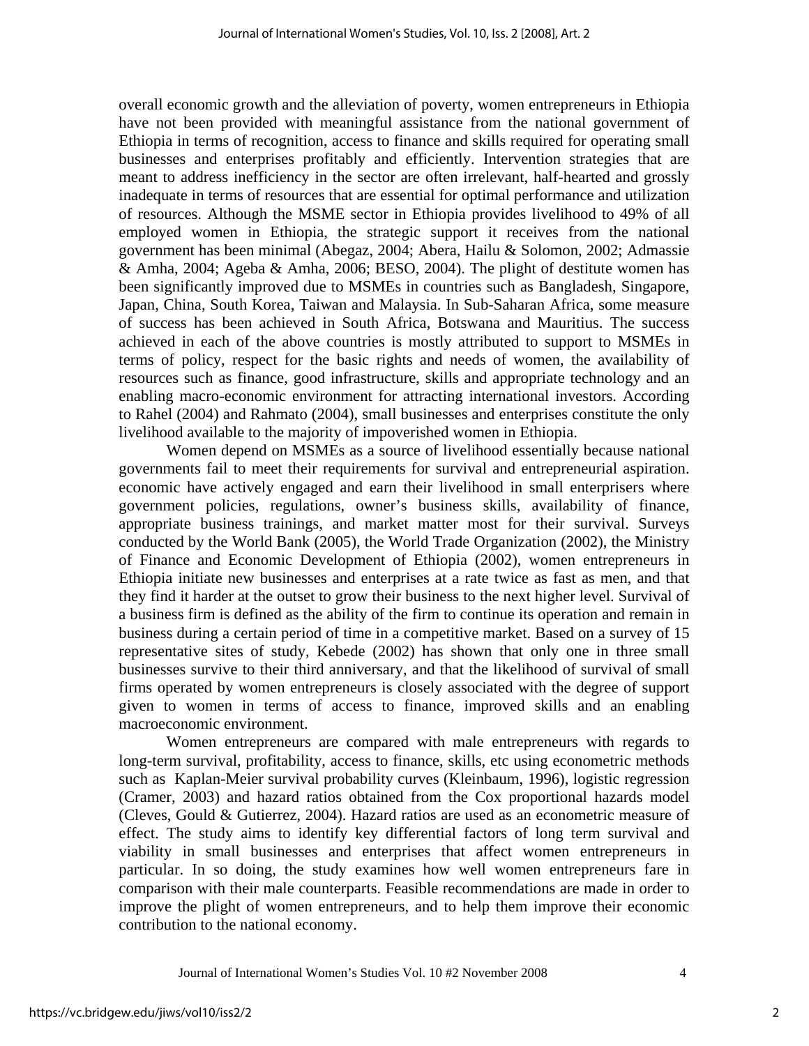overall economic growth and the alleviation of poverty, women entrepreneurs in Ethiopia have not been provided with meaningful assistance from the national government of Ethiopia in terms of recognition, access to finance and skills required for operating small businesses and enterprises profitably and efficiently. Intervention strategies that are meant to address inefficiency in the sector are often irrelevant, half-hearted and grossly inadequate in terms of resources that are essential for optimal performance and utilization of resources. Although the MSME sector in Ethiopia provides livelihood to 49% of all employed women in Ethiopia, the strategic support it receives from the national government has been minimal (Abegaz, 2004; Abera, Hailu & Solomon, 2002; Admassie & Amha, 2004; Ageba & Amha, 2006; BESO, 2004). The plight of destitute women has been significantly improved due to MSMEs in countries such as Bangladesh, Singapore, Japan, China, South Korea, Taiwan and Malaysia. In Sub-Saharan Africa, some measure of success has been achieved in South Africa, Botswana and Mauritius. The success achieved in each of the above countries is mostly attributed to support to MSMEs in terms of policy, respect for the basic rights and needs of women, the availability of resources such as finance, good infrastructure, skills and appropriate technology and an enabling macro-economic environment for attracting international investors. According to Rahel (2004) and Rahmato (2004), small businesses and enterprises constitute the only livelihood available to the majority of impoverished women in Ethiopia.

Women depend on MSMEs as a source of livelihood essentially because national governments fail to meet their requirements for survival and entrepreneurial aspiration. economic have actively engaged and earn their livelihood in small enterprisers where government policies, regulations, owner's business skills, availability of finance, appropriate business trainings, and market matter most for their survival. Surveys conducted by the World Bank (2005), the World Trade Organization (2002), the Ministry of Finance and Economic Development of Ethiopia (2002), women entrepreneurs in Ethiopia initiate new businesses and enterprises at a rate twice as fast as men, and that they find it harder at the outset to grow their business to the next higher level. Survival of a business firm is defined as the ability of the firm to continue its operation and remain in business during a certain period of time in a competitive market. Based on a survey of 15 representative sites of study, Kebede (2002) has shown that only one in three small businesses survive to their third anniversary, and that the likelihood of survival of small firms operated by women entrepreneurs is closely associated with the degree of support given to women in terms of access to finance, improved skills and an enabling macroeconomic environment.

Women entrepreneurs are compared with male entrepreneurs with regards to long-term survival, profitability, access to finance, skills, etc using econometric methods such as Kaplan-Meier survival probability curves (Kleinbaum, 1996), logistic regression (Cramer, 2003) and hazard ratios obtained from the Cox proportional hazards model (Cleves, Gould & Gutierrez, 2004). Hazard ratios are used as an econometric measure of effect. The study aims to identify key differential factors of long term survival and viability in small businesses and enterprises that affect women entrepreneurs in particular. In so doing, the study examines how well women entrepreneurs fare in comparison with their male counterparts. Feasible recommendations are made in order to improve the plight of women entrepreneurs, and to help them improve their economic contribution to the national economy.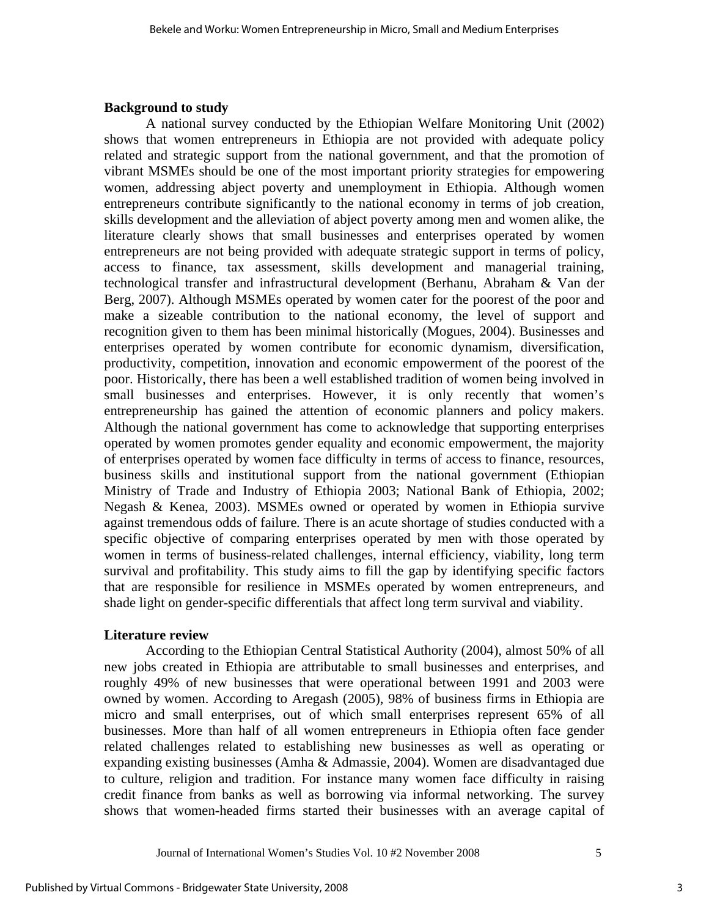**Background to study**

A national survey conducted by the Ethiopian Welfare Monitoring Unit (2002) shows that women entrepreneurs in Ethiopia are not provided with adequate policy related and strategic support from the national government, and that the promotion of vibrant MSMEs should be one of the most important priority strategies for empowering women, addressing abject poverty and unemployment in Ethiopia. Although women entrepreneurs contribute significantly to the national economy in terms of job creation, skills development and the alleviation of abject poverty among men and women alike, the literature clearly shows that small businesses and enterprises operated by women entrepreneurs are not being provided with adequate strategic support in terms of policy, access to finance, tax assessment, skills development and managerial training, technological transfer and infrastructural development (Berhanu, Abraham & Van der Berg, 2007). Although MSMEs operated by women cater for the poorest of the poor and make a sizeable contribution to the national economy, the level of support and recognition given to them has been minimal historically (Mogues, 2004). Businesses and enterprises operated by women contribute for economic dynamism, diversification, productivity, competition, innovation and economic empowerment of the poorest of the poor. Historically, there has been a well established tradition of women being involved in small businesses and enterprises. However, it is only recently that women's entrepreneurship has gained the attention of economic planners and policy makers. Although the national government has come to acknowledge that supporting enterprises operated by women promotes gender equality and economic empowerment, the majority of enterprises operated by women face difficulty in terms of access to finance, resources, business skills and institutional support from the national government (Ethiopian Ministry of Trade and Industry of Ethiopia 2003; National Bank of Ethiopia, 2002; Negash & Kenea, 2003). MSMEs owned or operated by women in Ethiopia survive against tremendous odds of failure. There is an acute shortage of studies conducted with a specific objective of comparing enterprises operated by men with those operated by women in terms of business-related challenges, internal efficiency, viability, long term survival and profitability. This study aims to fill the gap by identifying specific factors that are responsible for resilience in MSMEs operated by women entrepreneurs, and shade light on gender-specific differentials that affect long term survival and viability.

**Literature review**

According to the Ethiopian Central Statistical Authority (2004), almost 50% of all new jobs created in Ethiopia are attributable to small businesses and enterprises, and roughly 49% of new businesses that were operational between 1991 and 2003 were owned by women. According to Aregash (2005), 98% of business firms in Ethiopia are micro and small enterprises, out of which small enterprises represent 65% of all businesses. More than half of all women entrepreneurs in Ethiopia often face gender related challenges related to establishing new businesses as well as operating or expanding existing businesses (Amha & Admassie, 2004). Women are disadvantaged due to culture, religion and tradition. For instance many women face difficulty in raising credit finance from banks as well as borrowing via informal networking. The survey shows that women-headed firms started their businesses with an average capital of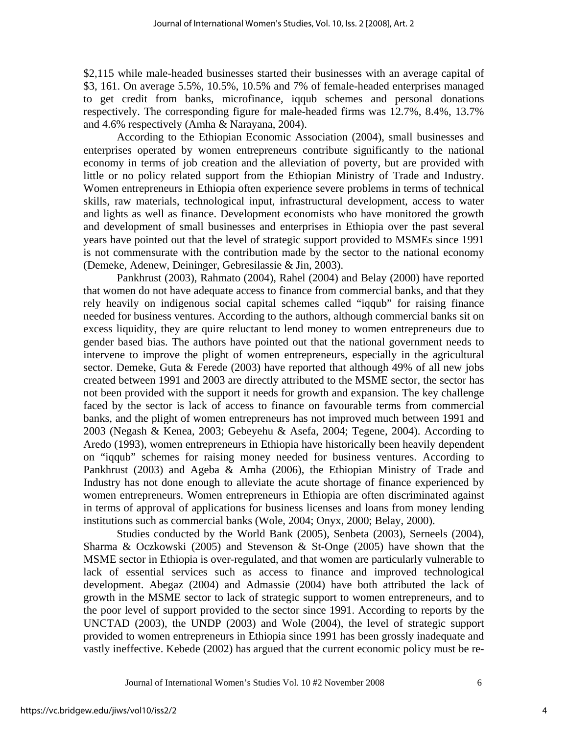$2,115 while male-headed businesses started their businesses with an average capital of $3, 161. On average 5.5%, 10.5%, 10.5% and 7% of female-headed enterprises managed to get credit from banks, microfinance, iqqub schemes and personal donations respectively. The corresponding figure for male-headed firms was 12.7%, 8.4%, 13.7% and 4.6% respectively (Amha & Narayana, 2004).

According to the Ethiopian Economic Association (2004), small businesses and enterprises operated by women entrepreneurs contribute significantly to the national economy in terms of job creation and the alleviation of poverty, but are provided with little or no policy related support from the Ethiopian Ministry of Trade and Industry. Women entrepreneurs in Ethiopia often experience severe problems in terms of technical skills, raw materials, technological input, infrastructural development, access to water and lights as well as finance. Development economists who have monitored the growth and development of small businesses and enterprises in Ethiopia over the past several years have pointed out that the level of strategic support provided to MSMEs since 1991 is not commensurate with the contribution made by the sector to the national economy (Demeke, Adenew, Deininger, Gebresilassie & Jin, 2003).

Pankhrust (2003), Rahmato (2004), Rahel (2004) and Belay (2000) have reported that women do not have adequate access to finance from commercial banks, and that they rely heavily on indigenous social capital schemes called "iqqub" for raising finance needed for business ventures. According to the authors, although commercial banks sit on excess liquidity, they are quire reluctant to lend money to women entrepreneurs due to gender based bias. The authors have pointed out that the national government needs to intervene to improve the plight of women entrepreneurs, especially in the agricultural sector. Demeke, Guta & Ferede (2003) have reported that although 49% of all new jobs created between 1991 and 2003 are directly attributed to the MSME sector, the sector has not been provided with the support it needs for growth and expansion. The key challenge faced by the sector is lack of access to finance on favourable terms from commercial banks, and the plight of women entrepreneurs has not improved much between 1991 and 2003 (Negash & Kenea, 2003; Gebeyehu & Asefa, 2004; Tegene, 2004). According to Aredo (1993), women entrepreneurs in Ethiopia have historically been heavily dependent on "iqqub" schemes for raising money needed for business ventures. According to Pankhrust (2003) and Ageba & Amha (2006), the Ethiopian Ministry of Trade and Industry has not done enough to alleviate the acute shortage of finance experienced by women entrepreneurs. Women entrepreneurs in Ethiopia are often discriminated against in terms of approval of applications for business licenses and loans from money lending institutions such as commercial banks (Wole, 2004; Onyx, 2000; Belay, 2000).

Studies conducted by the World Bank (2005), Senbeta (2003), Serneels (2004), Sharma & Oczkowski (2005) and Stevenson & St-Onge (2005) have shown that the MSME sector in Ethiopia is over-regulated, and that women are particularly vulnerable to lack of essential services such as access to finance and improved technological development. Abegaz (2004) and Admassie (2004) have both attributed the lack of growth in the MSME sector to lack of strategic support to women entrepreneurs, and to the poor level of support provided to the sector since 1991. According to reports by the UNCTAD (2003), the UNDP (2003) and Wole (2004), the level of strategic support provided to women entrepreneurs in Ethiopia since 1991 has been grossly inadequate and vastly ineffective. Kebede (2002) has argued that the current economic policy must be re-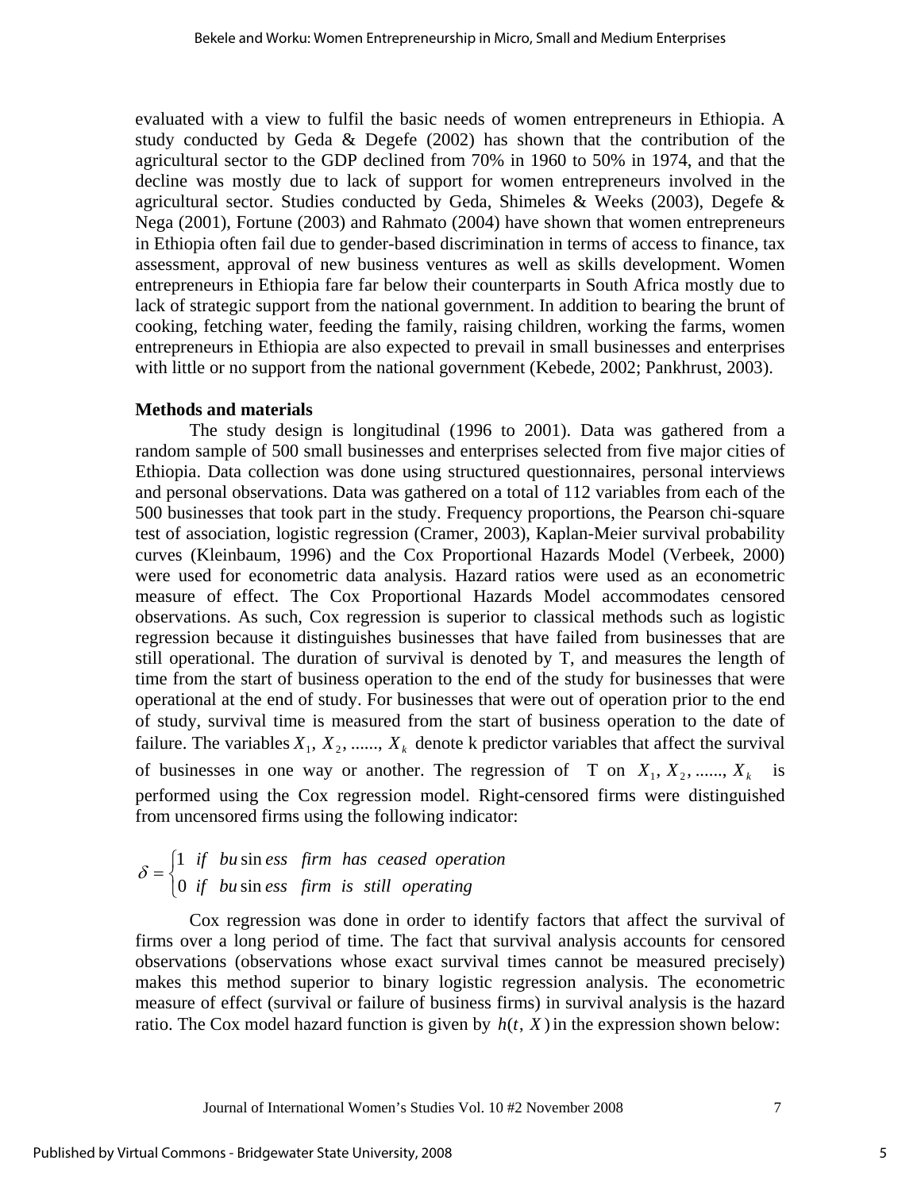evaluated with a view to fulfil the basic needs of women entrepreneurs in Ethiopia. A study conducted by Geda & Degefe (2002) has shown that the contribution of the agricultural sector to the GDP declined from 70% in 1960 to 50% in 1974, and that the decline was mostly due to lack of support for women entrepreneurs involved in the agricultural sector. Studies conducted by Geda, Shimeles & Weeks (2003), Degefe & Nega (2001), Fortune (2003) and Rahmato (2004) have shown that women entrepreneurs in Ethiopia often fail due to gender-based discrimination in terms of access to finance, tax assessment, approval of new business ventures as well as skills development. Women entrepreneurs in Ethiopia fare far below their counterparts in South Africa mostly due to lack of strategic support from the national government. In addition to bearing the brunt of cooking, fetching water, feeding the family, raising children, working the farms, women entrepreneurs in Ethiopia are also expected to prevail in small businesses and enterprises with little or no support from the national government (Kebede, 2002; Pankhrust, 2003).

**Methods and materials**

The study design is longitudinal (1996 to 2001). Data was gathered from a random sample of 500 small businesses and enterprises selected from five major cities of Ethiopia. Data collection was done using structured questionnaires, personal interviews and personal observations. Data was gathered on a total of 112 variables from each of the 500 businesses that took part in the study. Frequency proportions, the Pearson chi-square test of association, logistic regression (Cramer, 2003), Kaplan-Meier survival probability curves (Kleinbaum, 1996) and the Cox Proportional Hazards Model (Verbeek, 2000) were used for econometric data analysis. Hazard ratios were used as an econometric measure of effect. The Cox Proportional Hazards Model accommodates censored observations. As such, Cox regression is superior to classical methods such as logistic regression because it distinguishes businesses that have failed from businesses that are still operational. The duration of survival is denoted by T, and measures the length of time from the start of business operation to the end of the study for businesses that were operational at the end of study. For businesses that were out of operation prior to the end of study, survival time is measured from the start of business operation to the date of failure. The variables $X_1, X_2, ......, X_k$ denote k predictor variables that affect the survival of businesses in one way or another. The regression of T on $X_1, X_2, ......, X_k$ is performed using the Cox regression model. Right-censored firms were distinguished from uncensored firms using the following indicator:

$$\delta = \begin{cases} 1 \;\; if \;\; business \;\; firm \;\; has \;\; ceased \;\; operation \\ 0 \;\; if \;\; business \;\; firm \;\; is \;\; still \;\; operating \end{cases}$$

Cox regression was done in order to identify factors that affect the survival of firms over a long period of time. The fact that survival analysis accounts for censored observations (observations whose exact survival times cannot be measured precisely) makes this method superior to binary logistic regression analysis. The econometric measure of effect (survival or failure of business firms) in survival analysis is the hazard ratio. The Cox model hazard function is given by $h(t, X)$ in the expression shown below: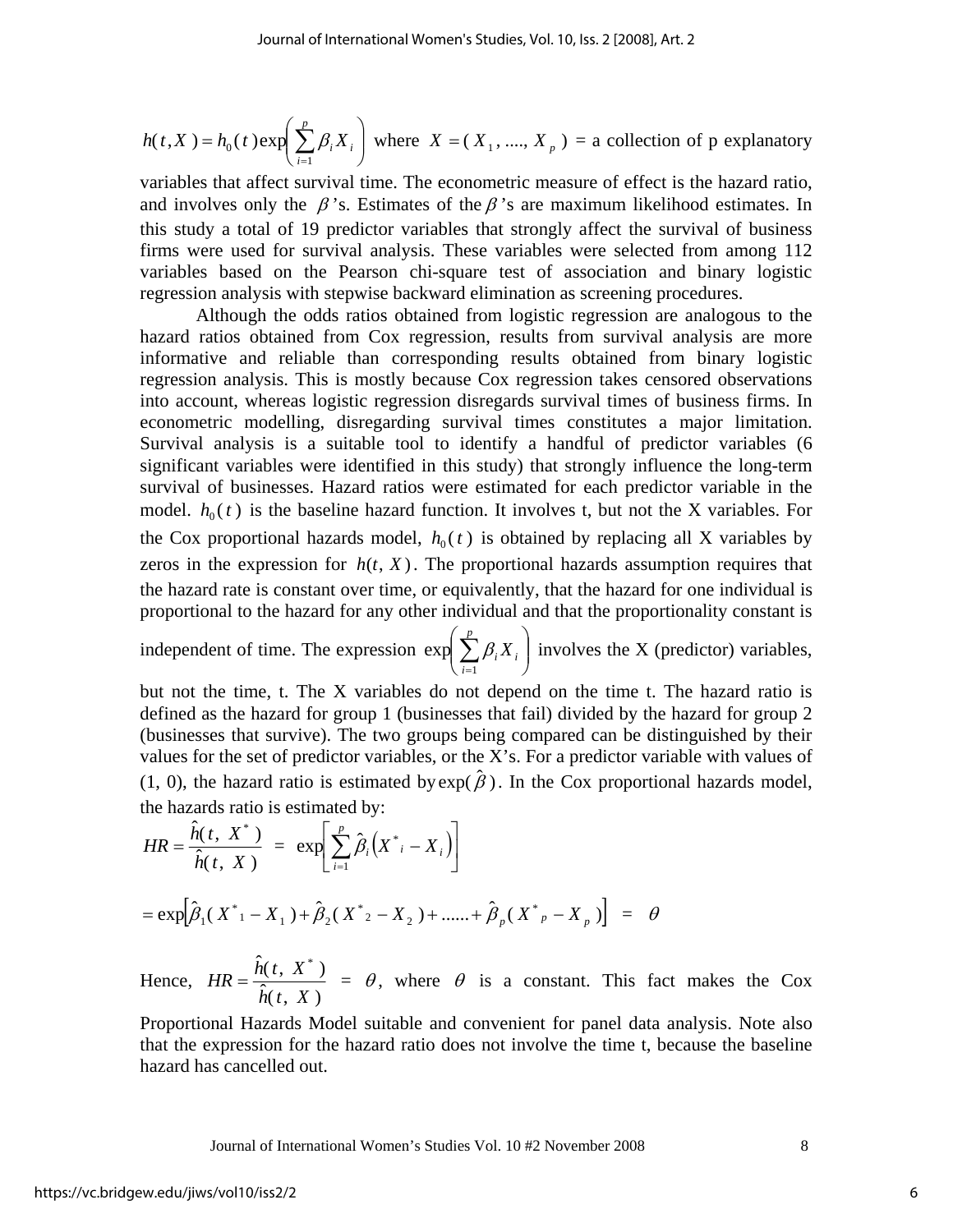$h(t, X) = h_0(t) \exp\left(\sum_{i=1}^{p} \beta_i X_i\right)$ where $X = (X_1, ...., X_p)$ = a collection of p explanatory variables that affect survival time. The econometric measure of effect is the hazard ratio, and involves only the $\beta$'s. Estimates of the $\beta$'s are maximum likelihood estimates. In this study a total of 19 predictor variables that strongly affect the survival of business firms were used for survival analysis. These variables were selected from among 112 variables based on the Pearson chi-square test of association and binary logistic regression analysis with stepwise backward elimination as screening procedures.

Although the odds ratios obtained from logistic regression are analogous to the hazard ratios obtained from Cox regression, results from survival analysis are more informative and reliable than corresponding results obtained from binary logistic regression analysis. This is mostly because Cox regression takes censored observations into account, whereas logistic regression disregards survival times of business firms. In econometric modelling, disregarding survival times constitutes a major limitation. Survival analysis is a suitable tool to identify a handful of predictor variables (6 significant variables were identified in this study) that strongly influence the long-term survival of businesses. Hazard ratios were estimated for each predictor variable in the model. $h_0(t)$ is the baseline hazard function. It involves t, but not the X variables. For the Cox proportional hazards model, $h_0(t)$ is obtained by replacing all X variables by zeros in the expression for $h(t, X)$. The proportional hazards assumption requires that the hazard rate is constant over time, or equivalently, that the hazard for one individual is proportional to the hazard for any other individual and that the proportionality constant is independent of time. The expression $\exp\left(\sum_{i=1}^{p} \beta_i X_i\right)$ involves the X (predictor) variables, but not the time, t. The X variables do not depend on the time t. The hazard ratio is defined as the hazard for group 1 (businesses that fail) divided by the hazard for group 2 (businesses that survive). The two groups being compared can be distinguished by their values for the set of predictor variables, or the X's. For a predictor variable with values of (1, 0), the hazard ratio is estimated by $\exp(\hat{\beta})$. In the Cox proportional hazards model, the hazards ratio is estimated by:

$$HR = \frac{\hat{h}(t,\ X^*)}{\hat{h}(t,\ X)} \ = \ \exp\left[\sum_{i=1}^{p} \hat{\beta}_i \left(X^*_i - X_i\right)\right]$$

$$= \exp\left[\hat{\beta}_1(X^*_1 - X_1) + \hat{\beta}_2(X^*_2 - X_2) + ...... + \hat{\beta}_p(X^*_p - X_p)\right] \ = \ \theta$$

Hence, $HR = \frac{\hat{h}(t,\ X^*)}{\hat{h}(t,\ X)} = \theta$, where $\theta$ is a constant. This fact makes the Cox Proportional Hazards Model suitable and convenient for panel data analysis. Note also that the expression for the hazard ratio does not involve the time t, because the baseline hazard has cancelled out.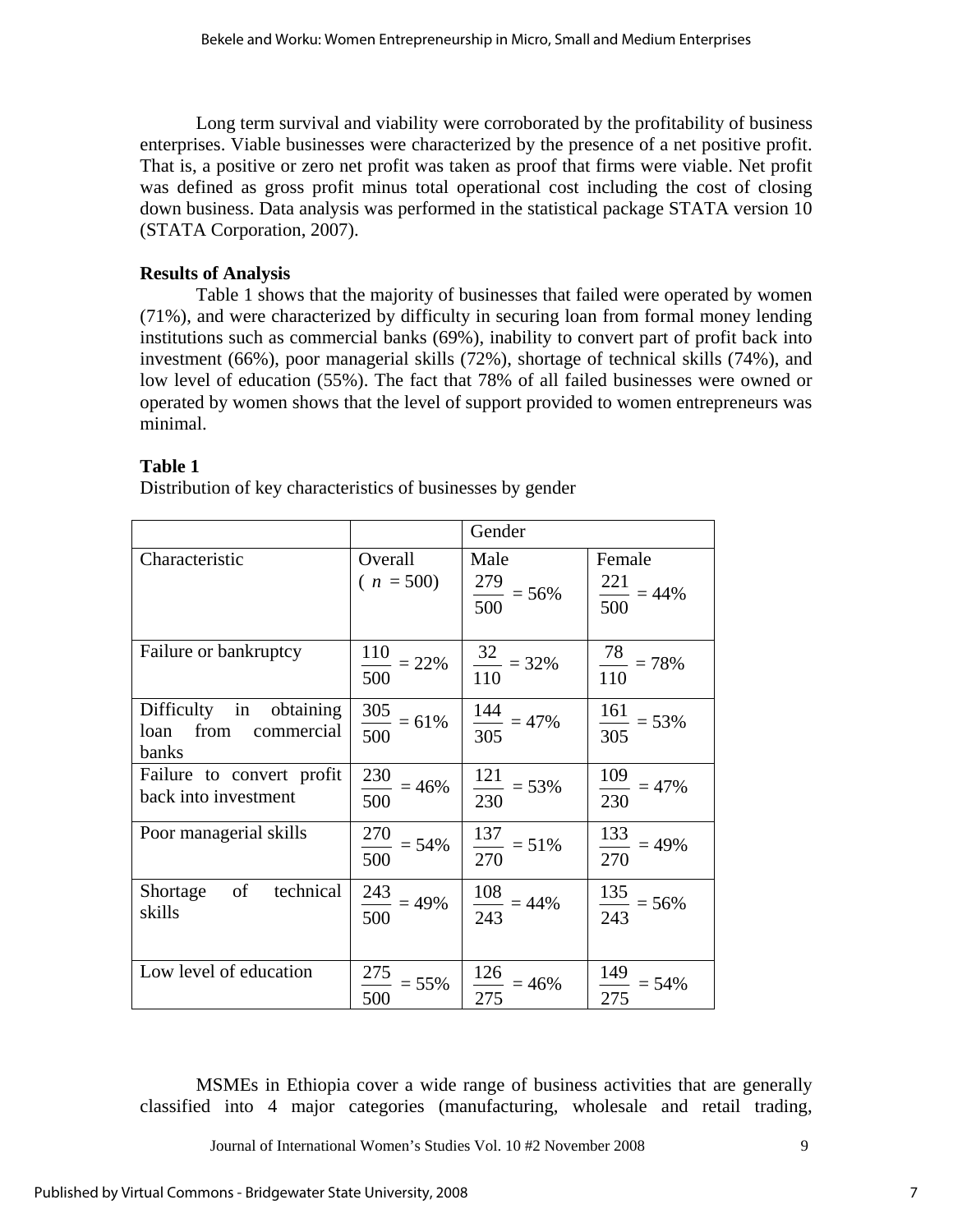Long term survival and viability were corroborated by the profitability of business enterprises. Viable businesses were characterized by the presence of a net positive profit. That is, a positive or zero net profit was taken as proof that firms were viable. Net profit was defined as gross profit minus total operational cost including the cost of closing down business. Data analysis was performed in the statistical package STATA version 10 (STATA Corporation, 2007).

**Results of Analysis**

Table 1 shows that the majority of businesses that failed were operated by women (71%), and were characterized by difficulty in securing loan from formal money lending institutions such as commercial banks (69%), inability to convert part of profit back into investment (66%), poor managerial skills (72%), shortage of technical skills (74%), and low level of education (55%). The fact that 78% of all failed businesses were owned or operated by women shows that the level of support provided to women entrepreneurs was minimal.

**Table 1**

Distribution of key characteristics of businesses by gender

| | | Gender | |
|---|---|---|---|
| Characteristic | Overall ( $n$ = 500) | Male $\frac{279}{500}$ = 56% | Female $\frac{221}{500}$ = 44% |
| Failure or bankruptcy | $\frac{110}{500}$ = 22% | $\frac{32}{110}$ = 32% | $\frac{78}{110}$ = 78% |
| Difficulty in obtaining loan from commercial banks | $\frac{305}{500}$ = 61% | $\frac{144}{305}$ = 47% | $\frac{161}{305}$ = 53% |
| Failure to convert profit back into investment | $\frac{230}{500}$ = 46% | $\frac{121}{230}$ = 53% | $\frac{109}{230}$ = 47% |
| Poor managerial skills | $\frac{270}{500}$ = 54% | $\frac{137}{270}$ = 51% | $\frac{133}{270}$ = 49% |
| Shortage of technical skills | $\frac{243}{500}$ = 49% | $\frac{108}{243}$ = 44% | $\frac{135}{243}$ = 56% |
| Low level of education | $\frac{275}{500}$ = 55% | $\frac{126}{275}$ = 46% | $\frac{149}{275}$ = 54% |

MSMEs in Ethiopia cover a wide range of business activities that are generally classified into 4 major categories (manufacturing, wholesale and retail trading,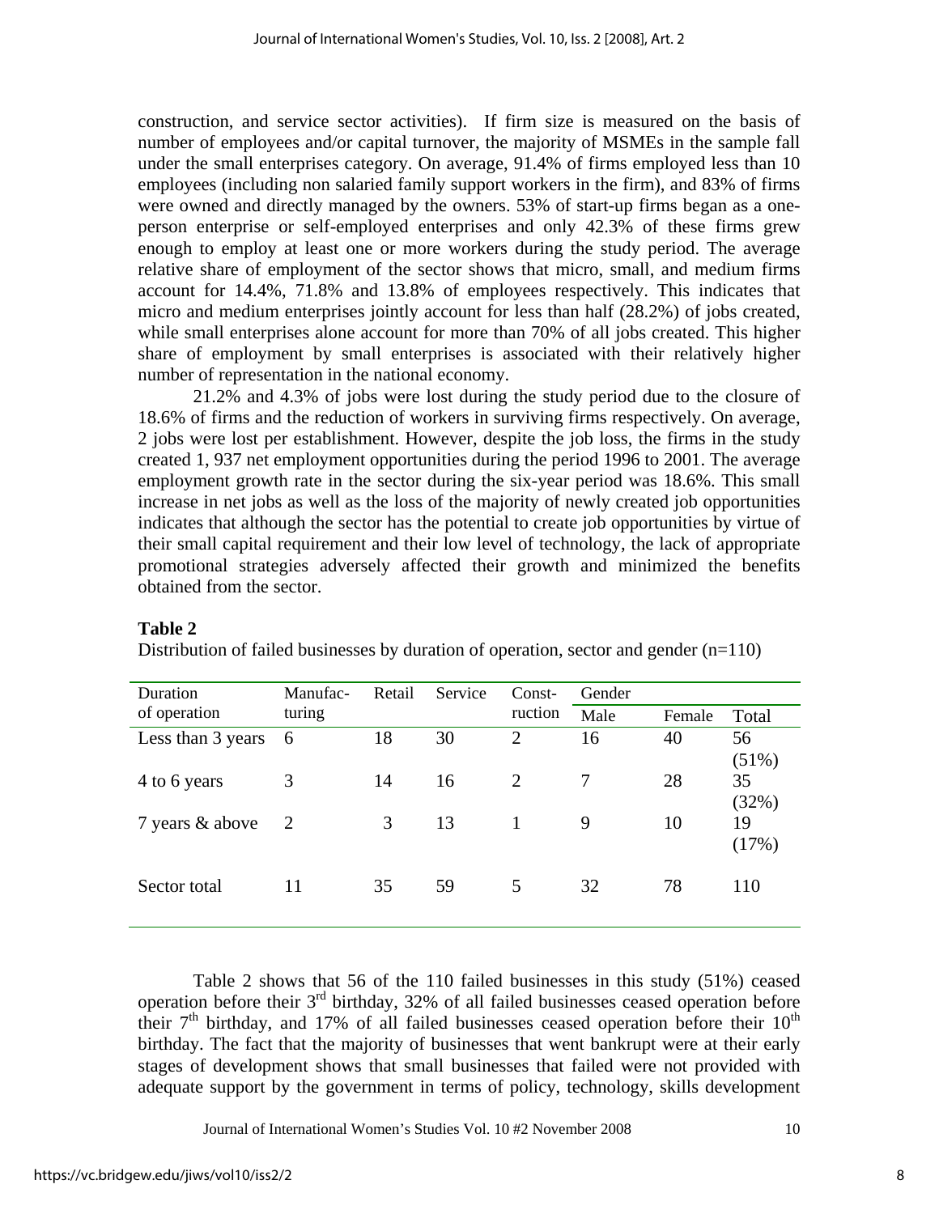construction, and service sector activities). If firm size is measured on the basis of number of employees and/or capital turnover, the majority of MSMEs in the sample fall under the small enterprises category. On average, 91.4% of firms employed less than 10 employees (including non salaried family support workers in the firm), and 83% of firms were owned and directly managed by the owners. 53% of start-up firms began as a one-person enterprise or self-employed enterprises and only 42.3% of these firms grew enough to employ at least one or more workers during the study period. The average relative share of employment of the sector shows that micro, small, and medium firms account for 14.4%, 71.8% and 13.8% of employees respectively. This indicates that micro and medium enterprises jointly account for less than half (28.2%) of jobs created, while small enterprises alone account for more than 70% of all jobs created. This higher share of employment by small enterprises is associated with their relatively higher number of representation in the national economy.

21.2% and 4.3% of jobs were lost during the study period due to the closure of 18.6% of firms and the reduction of workers in surviving firms respectively. On average, 2 jobs were lost per establishment. However, despite the job loss, the firms in the study created 1, 937 net employment opportunities during the period 1996 to 2001. The average employment growth rate in the sector during the six-year period was 18.6%. This small increase in net jobs as well as the loss of the majority of newly created job opportunities indicates that although the sector has the potential to create job opportunities by virtue of their small capital requirement and their low level of technology, the lack of appropriate promotional strategies adversely affected their growth and minimized the benefits obtained from the sector.

**Table 2**

Distribution of failed businesses by duration of operation, sector and gender (n=110)

| Duration of operation | Manufacturing | Retail | Service | Construction | Gender | | |
|---|---|---|---|---|---|---|---|
| | | | | | Male | Female | Total |
| Less than 3 years | 6 | 18 | 30 | 2 | 16 | 40 | 56 (51%) |
| 4 to 6 years | 3 | 14 | 16 | 2 | 7 | 28 | 35 (32%) |
| 7 years & above | 2 | 3 | 13 | 1 | 9 | 10 | 19 (17%) |
| Sector total | 11 | 35 | 59 | 5 | 32 | 78 | 110 |

Table 2 shows that 56 of the 110 failed businesses in this study (51%) ceased operation before their 3rd birthday, 32% of all failed businesses ceased operation before their 7th birthday, and 17% of all failed businesses ceased operation before their 10th birthday. The fact that the majority of businesses that went bankrupt were at their early stages of development shows that small businesses that failed were not provided with adequate support by the government in terms of policy, technology, skills development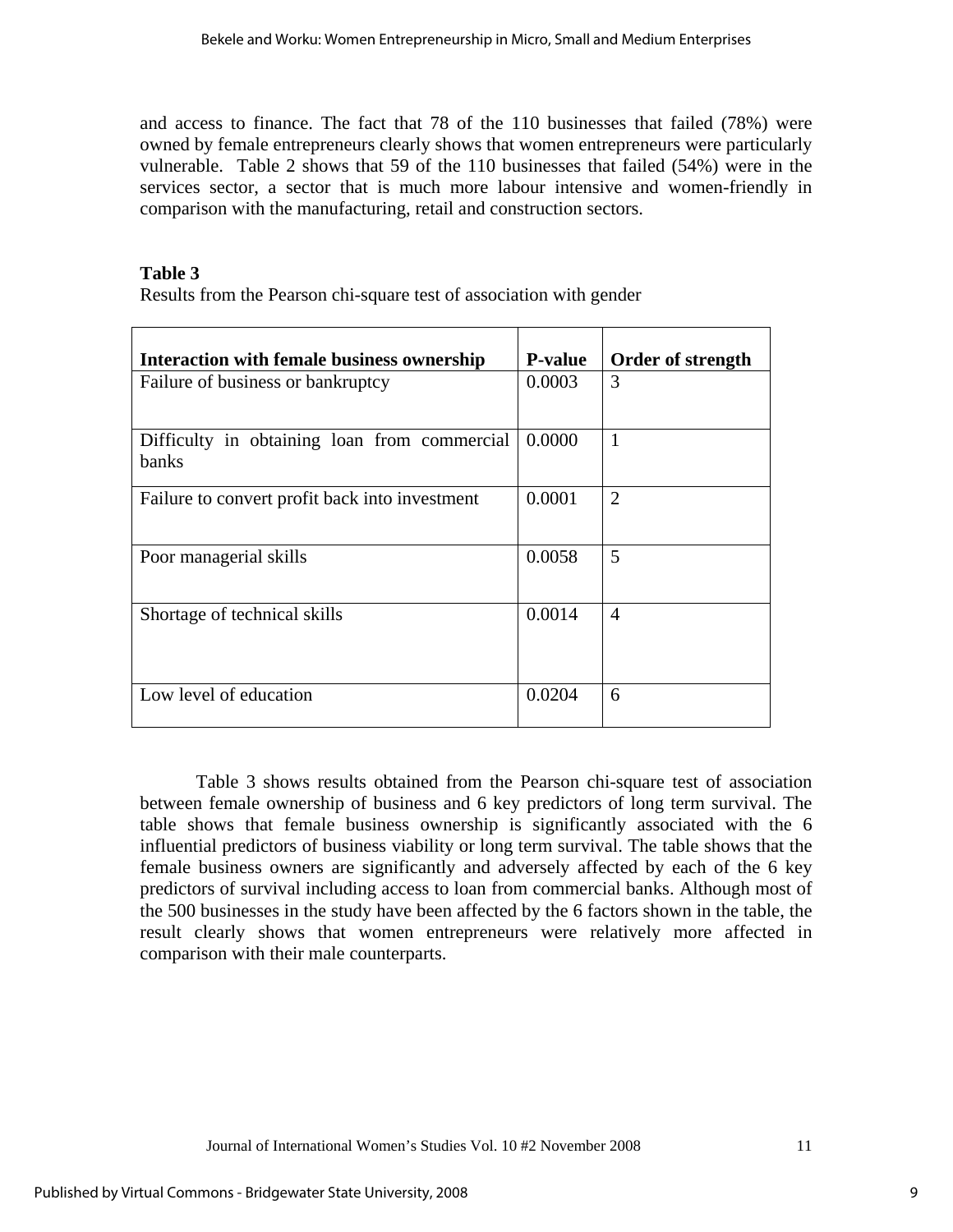and access to finance. The fact that 78 of the 110 businesses that failed (78%) were owned by female entrepreneurs clearly shows that women entrepreneurs were particularly vulnerable. Table 2 shows that 59 of the 110 businesses that failed (54%) were in the services sector, a sector that is much more labour intensive and women-friendly in comparison with the manufacturing, retail and construction sectors.

**Table 3**

Results from the Pearson chi-square test of association with gender

| **Interaction with female business ownership** | **P-value** | **Order of strength** |
|---|---|---|
| Failure of business or bankruptcy | 0.0003 | 3 |
| Difficulty in obtaining loan from commercial banks | 0.0000 | 1 |
| Failure to convert profit back into investment | 0.0001 | 2 |
| Poor managerial skills | 0.0058 | 5 |
| Shortage of technical skills | 0.0014 | 4 |
| Low level of education | 0.0204 | 6 |

Table 3 shows results obtained from the Pearson chi-square test of association between female ownership of business and 6 key predictors of long term survival. The table shows that female business ownership is significantly associated with the 6 influential predictors of business viability or long term survival. The table shows that the female business owners are significantly and adversely affected by each of the 6 key predictors of survival including access to loan from commercial banks. Although most of the 500 businesses in the study have been affected by the 6 factors shown in the table, the result clearly shows that women entrepreneurs were relatively more affected in comparison with their male counterparts.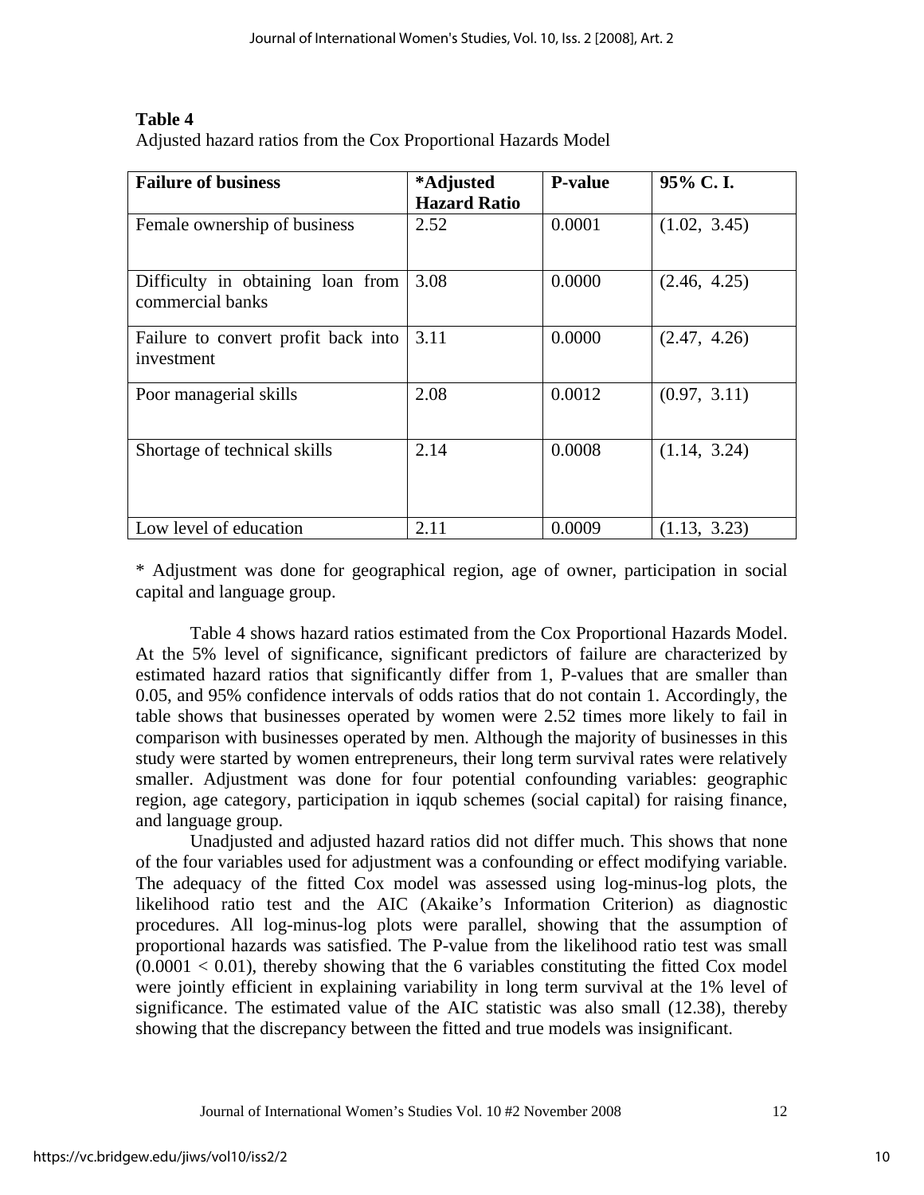**Table 4**

Adjusted hazard ratios from the Cox Proportional Hazards Model

| Failure of business | *Adjusted Hazard Ratio | P-value | 95% C. I. |
|---|---|---|---|
| Female ownership of business | 2.52 | 0.0001 | (1.02, 3.45) |
| Difficulty in obtaining loan from commercial banks | 3.08 | 0.0000 | (2.46, 4.25) |
| Failure to convert profit back into investment | 3.11 | 0.0000 | (2.47, 4.26) |
| Poor managerial skills | 2.08 | 0.0012 | (0.97, 3.11) |
| Shortage of technical skills | 2.14 | 0.0008 | (1.14, 3.24) |
| Low level of education | 2.11 | 0.0009 | (1.13, 3.23) |

* Adjustment was done for geographical region, age of owner, participation in social capital and language group.

Table 4 shows hazard ratios estimated from the Cox Proportional Hazards Model. At the 5% level of significance, significant predictors of failure are characterized by estimated hazard ratios that significantly differ from 1, P-values that are smaller than 0.05, and 95% confidence intervals of odds ratios that do not contain 1. Accordingly, the table shows that businesses operated by women were 2.52 times more likely to fail in comparison with businesses operated by men. Although the majority of businesses in this study were started by women entrepreneurs, their long term survival rates were relatively smaller. Adjustment was done for four potential confounding variables: geographic region, age category, participation in iqqub schemes (social capital) for raising finance, and language group.

Unadjusted and adjusted hazard ratios did not differ much. This shows that none of the four variables used for adjustment was a confounding or effect modifying variable. The adequacy of the fitted Cox model was assessed using log-minus-log plots, the likelihood ratio test and the AIC (Akaike's Information Criterion) as diagnostic procedures. All log-minus-log plots were parallel, showing that the assumption of proportional hazards was satisfied. The P-value from the likelihood ratio test was small ($0.0001 < 0.01$), thereby showing that the 6 variables constituting the fitted Cox model were jointly efficient in explaining variability in long term survival at the 1% level of significance. The estimated value of the AIC statistic was also small (12.38), thereby showing that the discrepancy between the fitted and true models was insignificant.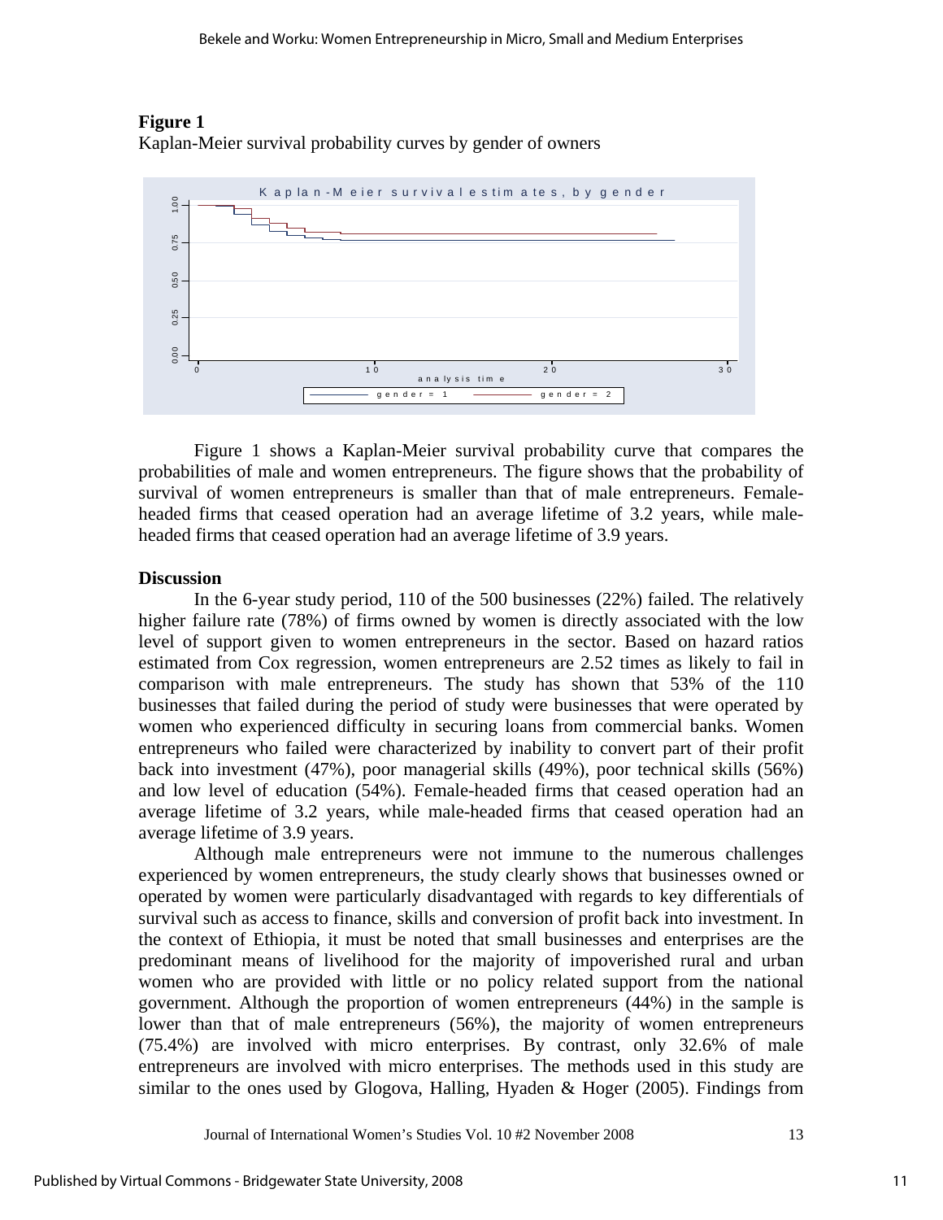**Figure 1**
Kaplan-Meier survival probability curves by gender of owners

Figure 1 shows a Kaplan-Meier survival probability curve that compares the probabilities of male and women entrepreneurs. The figure shows that the probability of survival of women entrepreneurs is smaller than that of male entrepreneurs. Female-headed firms that ceased operation had an average lifetime of 3.2 years, while male-headed firms that ceased operation had an average lifetime of 3.9 years.

**Discussion**

In the 6-year study period, 110 of the 500 businesses (22%) failed. The relatively higher failure rate (78%) of firms owned by women is directly associated with the low level of support given to women entrepreneurs in the sector. Based on hazard ratios estimated from Cox regression, women entrepreneurs are 2.52 times as likely to fail in comparison with male entrepreneurs. The study has shown that 53% of the 110 businesses that failed during the period of study were businesses that were operated by women who experienced difficulty in securing loans from commercial banks. Women entrepreneurs who failed were characterized by inability to convert part of their profit back into investment (47%), poor managerial skills (49%), poor technical skills (56%) and low level of education (54%). Female-headed firms that ceased operation had an average lifetime of 3.2 years, while male-headed firms that ceased operation had an average lifetime of 3.9 years.

Although male entrepreneurs were not immune to the numerous challenges experienced by women entrepreneurs, the study clearly shows that businesses owned or operated by women were particularly disadvantaged with regards to key differentials of survival such as access to finance, skills and conversion of profit back into investment. In the context of Ethiopia, it must be noted that small businesses and enterprises are the predominant means of livelihood for the majority of impoverished rural and urban women who are provided with little or no policy related support from the national government. Although the proportion of women entrepreneurs (44%) in the sample is lower than that of male entrepreneurs (56%), the majority of women entrepreneurs (75.4%) are involved with micro enterprises. By contrast, only 32.6% of male entrepreneurs are involved with micro enterprises. The methods used in this study are similar to the ones used by Glogova, Halling, Hyaden & Hoger (2005). Findings from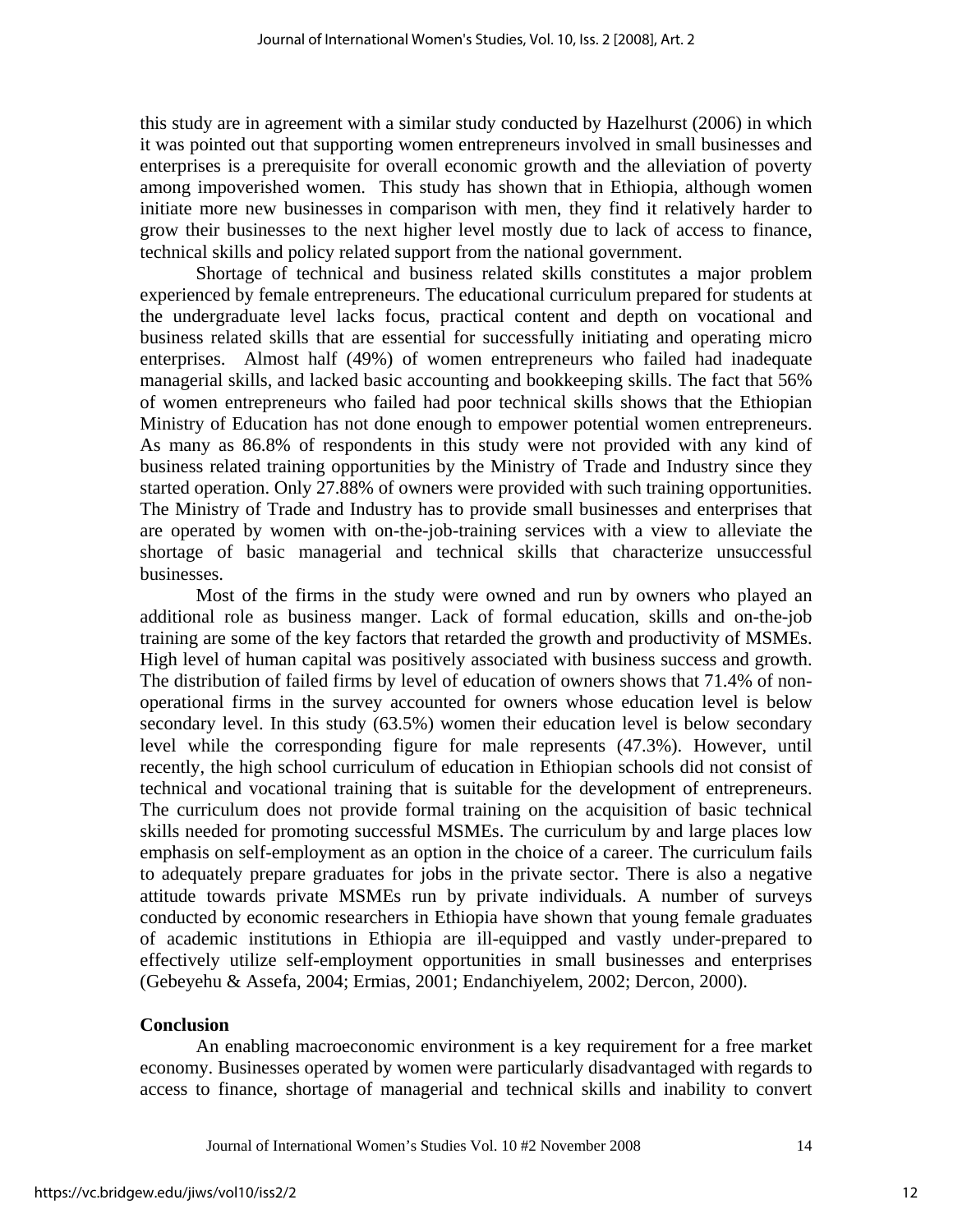this study are in agreement with a similar study conducted by Hazelhurst (2006) in which it was pointed out that supporting women entrepreneurs involved in small businesses and enterprises is a prerequisite for overall economic growth and the alleviation of poverty among impoverished women. This study has shown that in Ethiopia, although women initiate more new businesses in comparison with men, they find it relatively harder to grow their businesses to the next higher level mostly due to lack of access to finance, technical skills and policy related support from the national government.

Shortage of technical and business related skills constitutes a major problem experienced by female entrepreneurs. The educational curriculum prepared for students at the undergraduate level lacks focus, practical content and depth on vocational and business related skills that are essential for successfully initiating and operating micro enterprises. Almost half (49%) of women entrepreneurs who failed had inadequate managerial skills, and lacked basic accounting and bookkeeping skills. The fact that 56% of women entrepreneurs who failed had poor technical skills shows that the Ethiopian Ministry of Education has not done enough to empower potential women entrepreneurs. As many as 86.8% of respondents in this study were not provided with any kind of business related training opportunities by the Ministry of Trade and Industry since they started operation. Only 27.88% of owners were provided with such training opportunities. The Ministry of Trade and Industry has to provide small businesses and enterprises that are operated by women with on-the-job-training services with a view to alleviate the shortage of basic managerial and technical skills that characterize unsuccessful businesses.

Most of the firms in the study were owned and run by owners who played an additional role as business manger. Lack of formal education, skills and on-the-job training are some of the key factors that retarded the growth and productivity of MSMEs. High level of human capital was positively associated with business success and growth. The distribution of failed firms by level of education of owners shows that 71.4% of non-operational firms in the survey accounted for owners whose education level is below secondary level. In this study (63.5%) women their education level is below secondary level while the corresponding figure for male represents (47.3%). However, until recently, the high school curriculum of education in Ethiopian schools did not consist of technical and vocational training that is suitable for the development of entrepreneurs. The curriculum does not provide formal training on the acquisition of basic technical skills needed for promoting successful MSMEs. The curriculum by and large places low emphasis on self-employment as an option in the choice of a career. The curriculum fails to adequately prepare graduates for jobs in the private sector. There is also a negative attitude towards private MSMEs run by private individuals. A number of surveys conducted by economic researchers in Ethiopia have shown that young female graduates of academic institutions in Ethiopia are ill-equipped and vastly under-prepared to effectively utilize self-employment opportunities in small businesses and enterprises (Gebeyehu & Assefa, 2004; Ermias, 2001; Endanchiyelem, 2002; Dercon, 2000).

**Conclusion**

An enabling macroeconomic environment is a key requirement for a free market economy. Businesses operated by women were particularly disadvantaged with regards to access to finance, shortage of managerial and technical skills and inability to convert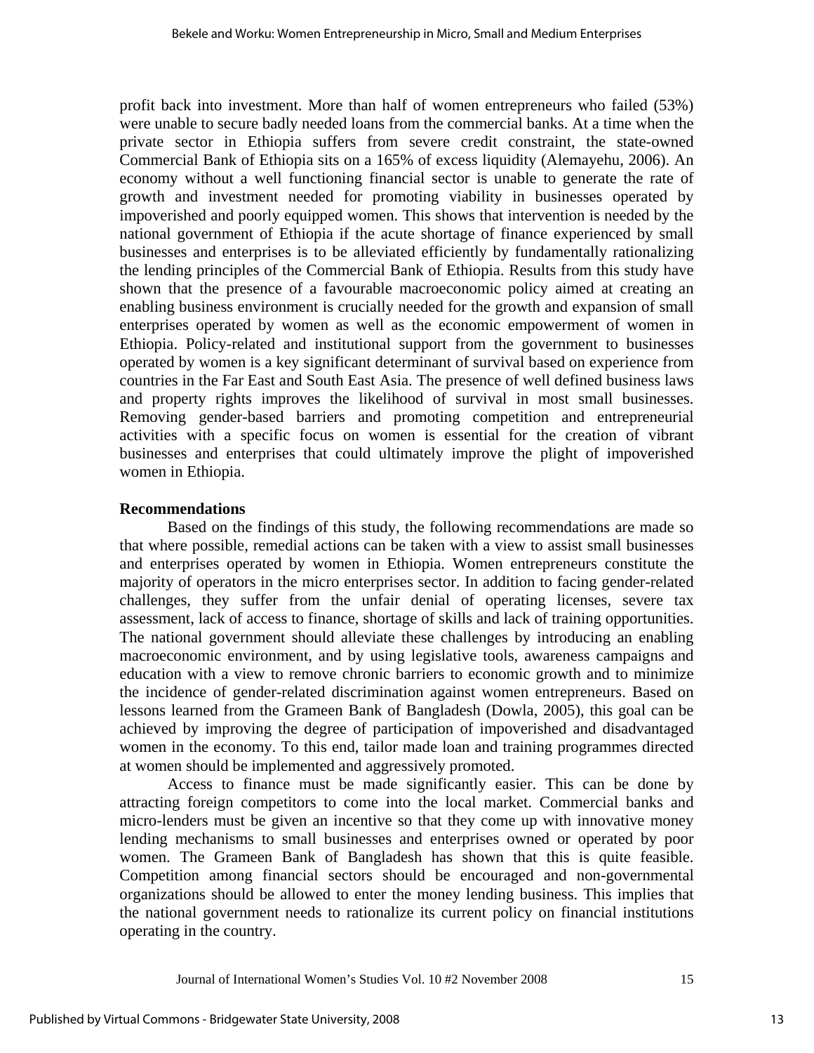profit back into investment. More than half of women entrepreneurs who failed (53%) were unable to secure badly needed loans from the commercial banks. At a time when the private sector in Ethiopia suffers from severe credit constraint, the state-owned Commercial Bank of Ethiopia sits on a 165% of excess liquidity (Alemayehu, 2006). An economy without a well functioning financial sector is unable to generate the rate of growth and investment needed for promoting viability in businesses operated by impoverished and poorly equipped women. This shows that intervention is needed by the national government of Ethiopia if the acute shortage of finance experienced by small businesses and enterprises is to be alleviated efficiently by fundamentally rationalizing the lending principles of the Commercial Bank of Ethiopia. Results from this study have shown that the presence of a favourable macroeconomic policy aimed at creating an enabling business environment is crucially needed for the growth and expansion of small enterprises operated by women as well as the economic empowerment of women in Ethiopia. Policy-related and institutional support from the government to businesses operated by women is a key significant determinant of survival based on experience from countries in the Far East and South East Asia. The presence of well defined business laws and property rights improves the likelihood of survival in most small businesses. Removing gender-based barriers and promoting competition and entrepreneurial activities with a specific focus on women is essential for the creation of vibrant businesses and enterprises that could ultimately improve the plight of impoverished women in Ethiopia.

**Recommendations**

Based on the findings of this study, the following recommendations are made so that where possible, remedial actions can be taken with a view to assist small businesses and enterprises operated by women in Ethiopia. Women entrepreneurs constitute the majority of operators in the micro enterprises sector. In addition to facing gender-related challenges, they suffer from the unfair denial of operating licenses, severe tax assessment, lack of access to finance, shortage of skills and lack of training opportunities. The national government should alleviate these challenges by introducing an enabling macroeconomic environment, and by using legislative tools, awareness campaigns and education with a view to remove chronic barriers to economic growth and to minimize the incidence of gender-related discrimination against women entrepreneurs. Based on lessons learned from the Grameen Bank of Bangladesh (Dowla, 2005), this goal can be achieved by improving the degree of participation of impoverished and disadvantaged women in the economy. To this end, tailor made loan and training programmes directed at women should be implemented and aggressively promoted.

Access to finance must be made significantly easier. This can be done by attracting foreign competitors to come into the local market. Commercial banks and micro-lenders must be given an incentive so that they come up with innovative money lending mechanisms to small businesses and enterprises owned or operated by poor women. The Grameen Bank of Bangladesh has shown that this is quite feasible. Competition among financial sectors should be encouraged and non-governmental organizations should be allowed to enter the money lending business. This implies that the national government needs to rationalize its current policy on financial institutions operating in the country.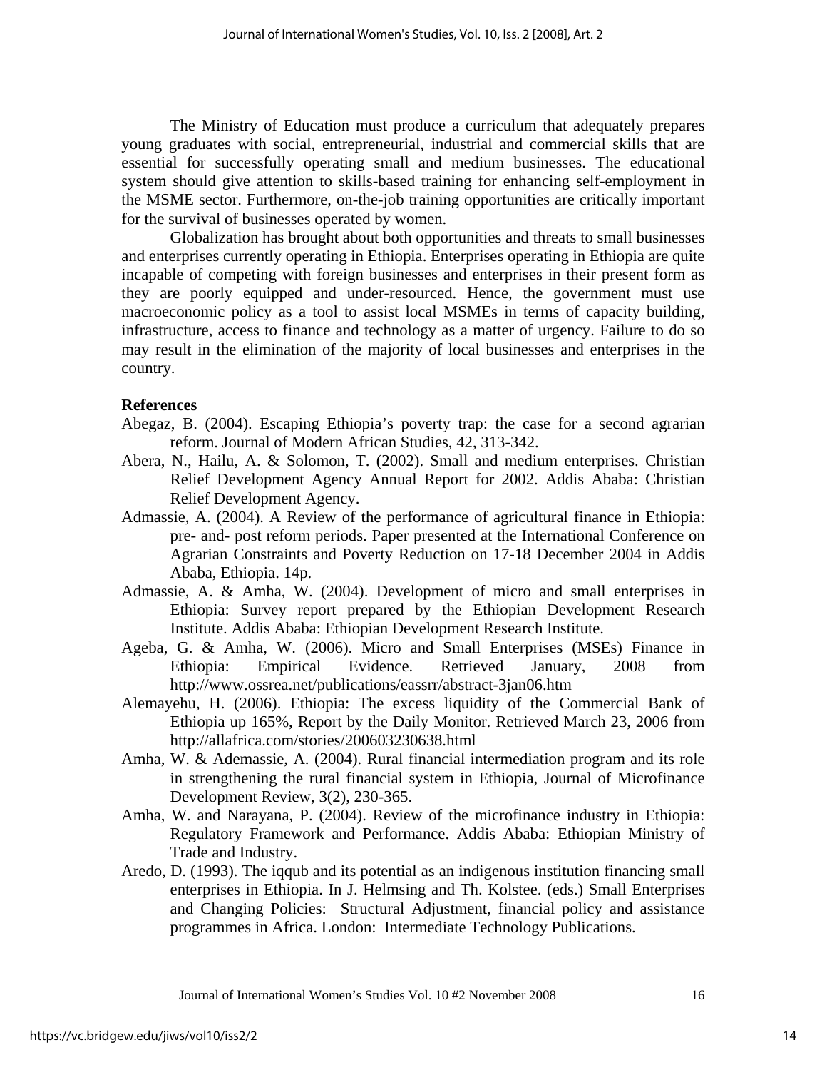The Ministry of Education must produce a curriculum that adequately prepares young graduates with social, entrepreneurial, industrial and commercial skills that are essential for successfully operating small and medium businesses. The educational system should give attention to skills-based training for enhancing self-employment in the MSME sector. Furthermore, on-the-job training opportunities are critically important for the survival of businesses operated by women.

Globalization has brought about both opportunities and threats to small businesses and enterprises currently operating in Ethiopia. Enterprises operating in Ethiopia are quite incapable of competing with foreign businesses and enterprises in their present form as they are poorly equipped and under-resourced. Hence, the government must use macroeconomic policy as a tool to assist local MSMEs in terms of capacity building, infrastructure, access to finance and technology as a matter of urgency. Failure to do so may result in the elimination of the majority of local businesses and enterprises in the country.

**References**

Abegaz, B. (2004). Escaping Ethiopia's poverty trap: the case for a second agrarian reform. Journal of Modern African Studies, 42, 313-342.

Abera, N., Hailu, A. & Solomon, T. (2002). Small and medium enterprises. Christian Relief Development Agency Annual Report for 2002. Addis Ababa: Christian Relief Development Agency.

Admassie, A. (2004). A Review of the performance of agricultural finance in Ethiopia: pre- and- post reform periods. Paper presented at the International Conference on Agrarian Constraints and Poverty Reduction on 17-18 December 2004 in Addis Ababa, Ethiopia. 14p.

Admassie, A. & Amha, W. (2004). Development of micro and small enterprises in Ethiopia: Survey report prepared by the Ethiopian Development Research Institute. Addis Ababa: Ethiopian Development Research Institute.

Ageba, G. & Amha, W. (2006). Micro and Small Enterprises (MSEs) Finance in Ethiopia: Empirical Evidence. Retrieved January, 2008 from http://www.ossrea.net/publications/eassrr/abstract-3jan06.htm

Alemayehu, H. (2006). Ethiopia: The excess liquidity of the Commercial Bank of Ethiopia up 165%, Report by the Daily Monitor. Retrieved March 23, 2006 from http://allafrica.com/stories/200603230638.html

Amha, W. & Ademassie, A. (2004). Rural financial intermediation program and its role in strengthening the rural financial system in Ethiopia, Journal of Microfinance Development Review, 3(2), 230-365.

Amha, W. and Narayana, P. (2004). Review of the microfinance industry in Ethiopia: Regulatory Framework and Performance. Addis Ababa: Ethiopian Ministry of Trade and Industry.

Aredo, D. (1993). The iqqub and its potential as an indigenous institution financing small enterprises in Ethiopia. In J. Helmsing and Th. Kolstee. (eds.) Small Enterprises and Changing Policies: Structural Adjustment, financial policy and assistance programmes in Africa. London: Intermediate Technology Publications.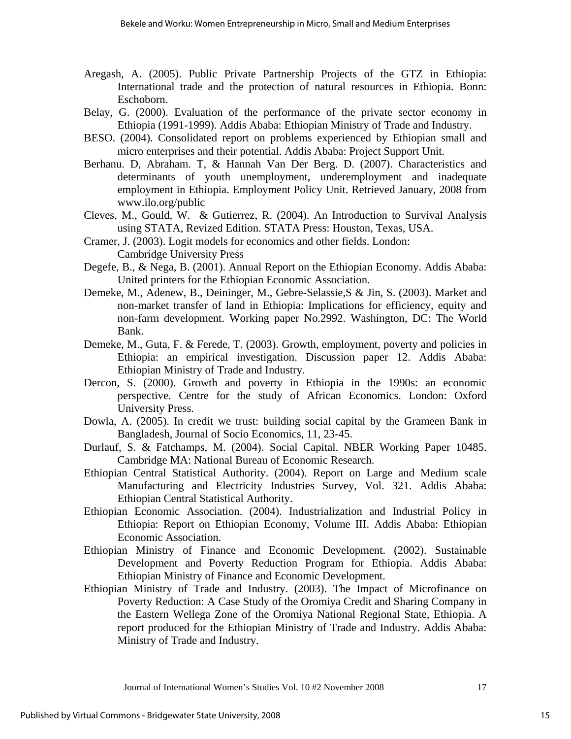Aregash, A. (2005). Public Private Partnership Projects of the GTZ in Ethiopia: International trade and the protection of natural resources in Ethiopia. Bonn: Eschoborn.

Belay, G. (2000). Evaluation of the performance of the private sector economy in Ethiopia (1991-1999). Addis Ababa: Ethiopian Ministry of Trade and Industry.

BESO. (2004). Consolidated report on problems experienced by Ethiopian small and micro enterprises and their potential. Addis Ababa: Project Support Unit.

Berhanu. D, Abraham. T, & Hannah Van Der Berg. D. (2007). Characteristics and determinants of youth unemployment, underemployment and inadequate employment in Ethiopia. Employment Policy Unit. Retrieved January, 2008 from www.ilo.org/public

Cleves, M., Gould, W. & Gutierrez, R. (2004). An Introduction to Survival Analysis using STATA, Revized Edition. STATA Press: Houston, Texas, USA.

Cramer, J. (2003). Logit models for economics and other fields. London: Cambridge University Press

Degefe, B., & Nega, B. (2001). Annual Report on the Ethiopian Economy. Addis Ababa: United printers for the Ethiopian Economic Association.

Demeke, M., Adenew, B., Deininger, M., Gebre-Selassie,S & Jin, S. (2003). Market and non-market transfer of land in Ethiopia: Implications for efficiency, equity and non-farm development. Working paper No.2992. Washington, DC: The World Bank.

Demeke, M., Guta, F. & Ferede, T. (2003). Growth, employment, poverty and policies in Ethiopia: an empirical investigation. Discussion paper 12. Addis Ababa: Ethiopian Ministry of Trade and Industry.

Dercon, S. (2000). Growth and poverty in Ethiopia in the 1990s: an economic perspective. Centre for the study of African Economics. London: Oxford University Press.

Dowla, A. (2005). In credit we trust: building social capital by the Grameen Bank in Bangladesh, Journal of Socio Economics, 11, 23-45.

Durlauf, S. & Fatchamps, M. (2004). Social Capital. NBER Working Paper 10485. Cambridge MA: National Bureau of Economic Research.

Ethiopian Central Statistical Authority. (2004). Report on Large and Medium scale Manufacturing and Electricity Industries Survey, Vol. 321. Addis Ababa: Ethiopian Central Statistical Authority.

Ethiopian Economic Association. (2004). Industrialization and Industrial Policy in Ethiopia: Report on Ethiopian Economy, Volume III. Addis Ababa: Ethiopian Economic Association.

Ethiopian Ministry of Finance and Economic Development. (2002). Sustainable Development and Poverty Reduction Program for Ethiopia. Addis Ababa: Ethiopian Ministry of Finance and Economic Development.

Ethiopian Ministry of Trade and Industry. (2003). The Impact of Microfinance on Poverty Reduction: A Case Study of the Oromiya Credit and Sharing Company in the Eastern Wellega Zone of the Oromiya National Regional State, Ethiopia. A report produced for the Ethiopian Ministry of Trade and Industry. Addis Ababa: Ministry of Trade and Industry.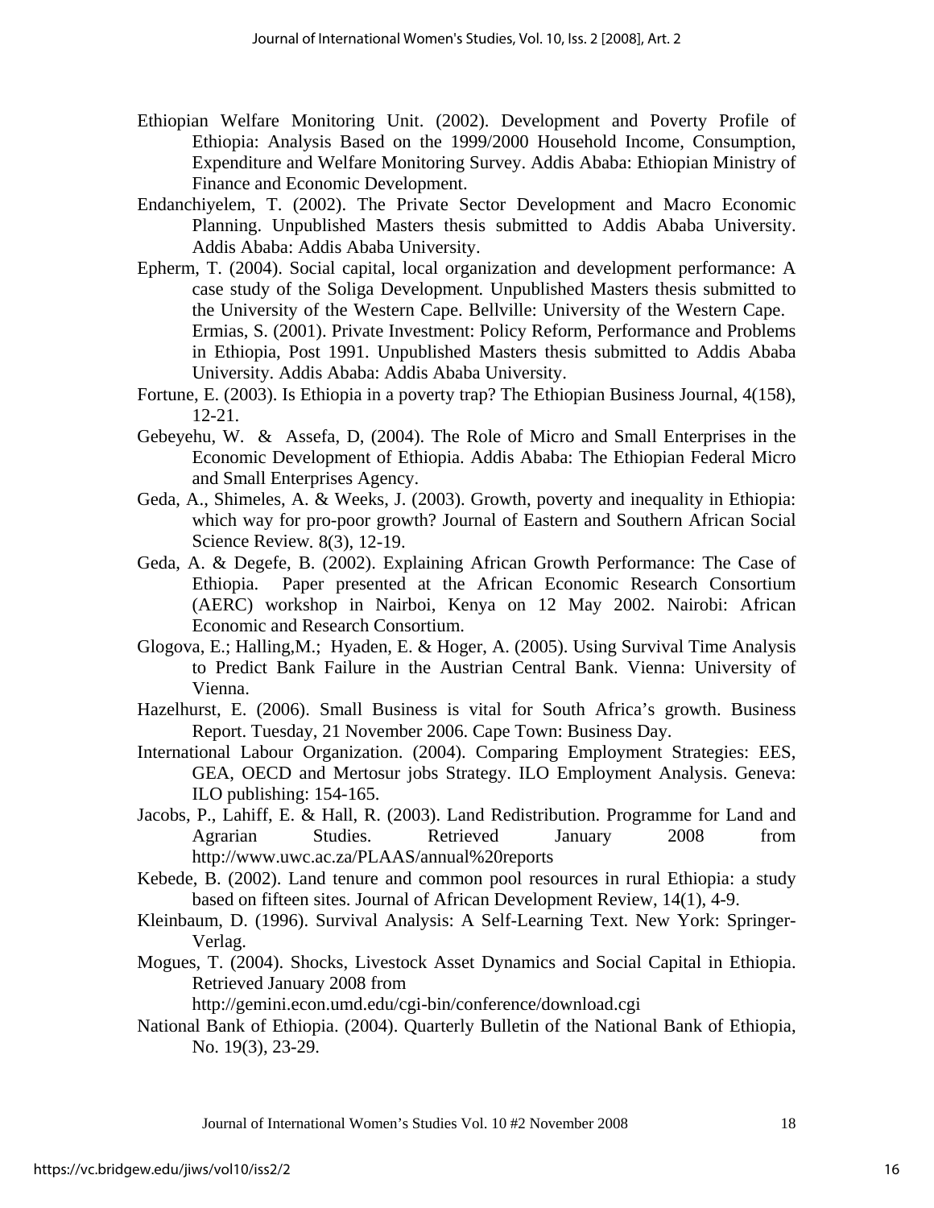Ethiopian Welfare Monitoring Unit. (2002). Development and Poverty Profile of Ethiopia: Analysis Based on the 1999/2000 Household Income, Consumption, Expenditure and Welfare Monitoring Survey. Addis Ababa: Ethiopian Ministry of Finance and Economic Development.

Endanchiyelem, T. (2002). The Private Sector Development and Macro Economic Planning. Unpublished Masters thesis submitted to Addis Ababa University. Addis Ababa: Addis Ababa University.

Epherm, T. (2004). Social capital, local organization and development performance: A case study of the Soliga Development. Unpublished Masters thesis submitted to the University of the Western Cape. Bellville: University of the Western Cape. Ermias, S. (2001). Private Investment: Policy Reform, Performance and Problems in Ethiopia, Post 1991. Unpublished Masters thesis submitted to Addis Ababa University. Addis Ababa: Addis Ababa University.

Fortune, E. (2003). Is Ethiopia in a poverty trap? The Ethiopian Business Journal, 4(158), 12-21.

Gebeyehu, W. & Assefa, D, (2004). The Role of Micro and Small Enterprises in the Economic Development of Ethiopia. Addis Ababa: The Ethiopian Federal Micro and Small Enterprises Agency.

Geda, A., Shimeles, A. & Weeks, J. (2003). Growth, poverty and inequality in Ethiopia: which way for pro-poor growth? Journal of Eastern and Southern African Social Science Review. 8(3), 12-19.

Geda, A. & Degefe, B. (2002). Explaining African Growth Performance: The Case of Ethiopia. Paper presented at the African Economic Research Consortium (AERC) workshop in Nairboi, Kenya on 12 May 2002. Nairobi: African Economic and Research Consortium.

Glogova, E.; Halling,M.; Hyaden, E. & Hoger, A. (2005). Using Survival Time Analysis to Predict Bank Failure in the Austrian Central Bank. Vienna: University of Vienna.

Hazelhurst, E. (2006). Small Business is vital for South Africa's growth. Business Report. Tuesday, 21 November 2006. Cape Town: Business Day.

International Labour Organization. (2004). Comparing Employment Strategies: EES, GEA, OECD and Mertosur jobs Strategy. ILO Employment Analysis. Geneva: ILO publishing: 154-165.

Jacobs, P., Lahiff, E. & Hall, R. (2003). Land Redistribution. Programme for Land and Agrarian Studies. Retrieved January 2008 from http://www.uwc.ac.za/PLAAS/annual%20reports

Kebede, B. (2002). Land tenure and common pool resources in rural Ethiopia: a study based on fifteen sites. Journal of African Development Review, 14(1), 4-9.

Kleinbaum, D. (1996). Survival Analysis: A Self-Learning Text. New York: Springer-Verlag.

Mogues, T. (2004). Shocks, Livestock Asset Dynamics and Social Capital in Ethiopia. Retrieved January 2008 from http://gemini.econ.umd.edu/cgi-bin/conference/download.cgi

National Bank of Ethiopia. (2004). Quarterly Bulletin of the National Bank of Ethiopia, No. 19(3), 23-29.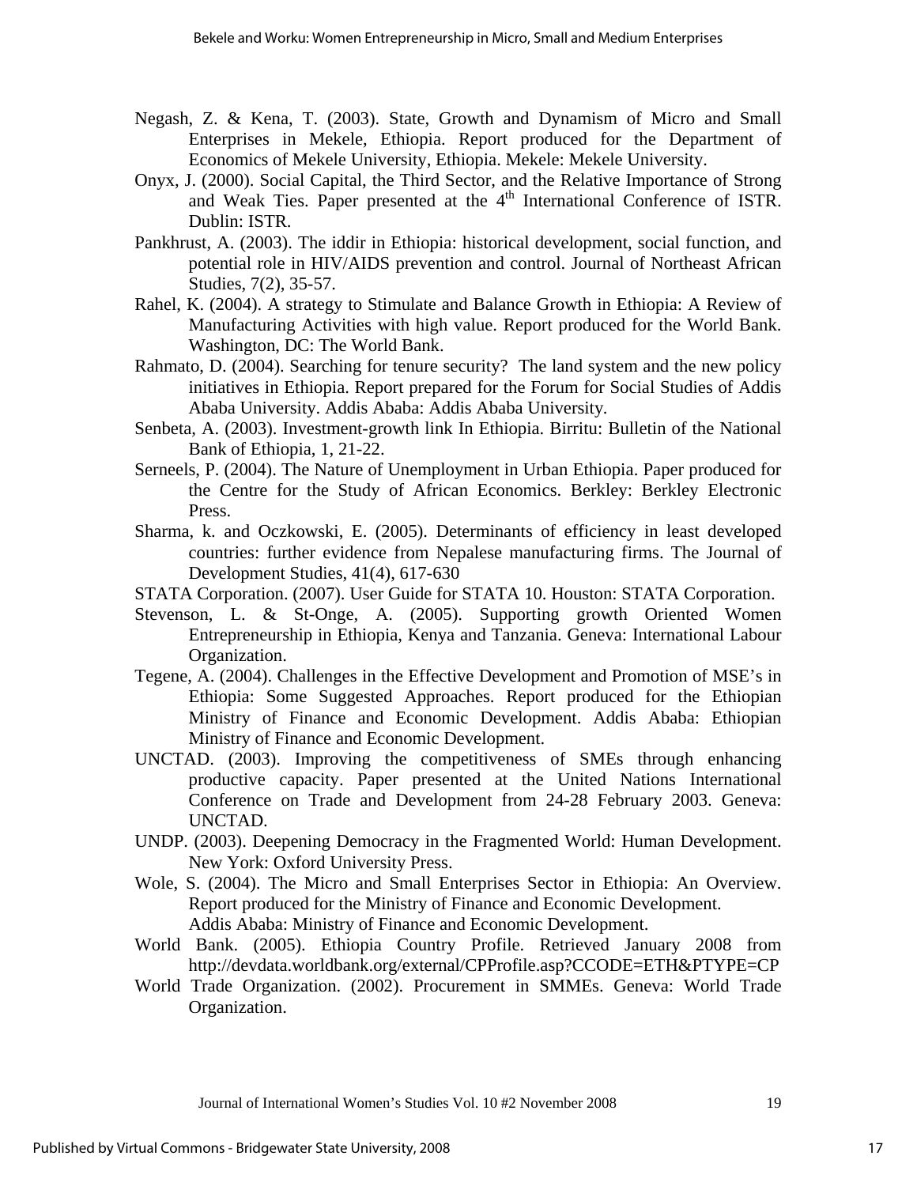Negash, Z. & Kena, T. (2003). State, Growth and Dynamism of Micro and Small Enterprises in Mekele, Ethiopia. Report produced for the Department of Economics of Mekele University, Ethiopia. Mekele: Mekele University.

Onyx, J. (2000). Social Capital, the Third Sector, and the Relative Importance of Strong and Weak Ties. Paper presented at the 4th International Conference of ISTR. Dublin: ISTR.

Pankhrust, A. (2003). The iddir in Ethiopia: historical development, social function, and potential role in HIV/AIDS prevention and control. Journal of Northeast African Studies, 7(2), 35-57.

Rahel, K. (2004). A strategy to Stimulate and Balance Growth in Ethiopia: A Review of Manufacturing Activities with high value. Report produced for the World Bank. Washington, DC: The World Bank.

Rahmato, D. (2004). Searching for tenure security? The land system and the new policy initiatives in Ethiopia. Report prepared for the Forum for Social Studies of Addis Ababa University. Addis Ababa: Addis Ababa University.

Senbeta, A. (2003). Investment-growth link In Ethiopia. Birritu: Bulletin of the National Bank of Ethiopia, 1, 21-22.

Serneels, P. (2004). The Nature of Unemployment in Urban Ethiopia. Paper produced for the Centre for the Study of African Economics. Berkley: Berkley Electronic Press.

Sharma, k. and Oczkowski, E. (2005). Determinants of efficiency in least developed countries: further evidence from Nepalese manufacturing firms. The Journal of Development Studies, 41(4), 617-630

STATA Corporation. (2007). User Guide for STATA 10. Houston: STATA Corporation.

Stevenson, L. & St-Onge, A. (2005). Supporting growth Oriented Women Entrepreneurship in Ethiopia, Kenya and Tanzania. Geneva: International Labour Organization.

Tegene, A. (2004). Challenges in the Effective Development and Promotion of MSE's in Ethiopia: Some Suggested Approaches. Report produced for the Ethiopian Ministry of Finance and Economic Development. Addis Ababa: Ethiopian Ministry of Finance and Economic Development.

UNCTAD. (2003). Improving the competitiveness of SMEs through enhancing productive capacity. Paper presented at the United Nations International Conference on Trade and Development from 24-28 February 2003. Geneva: UNCTAD.

UNDP. (2003). Deepening Democracy in the Fragmented World: Human Development. New York: Oxford University Press.

Wole, S. (2004). The Micro and Small Enterprises Sector in Ethiopia: An Overview. Report produced for the Ministry of Finance and Economic Development. Addis Ababa: Ministry of Finance and Economic Development.

World Bank. (2005). Ethiopia Country Profile. Retrieved January 2008 from http://devdata.worldbank.org/external/CPProfile.asp?CCODE=ETH&PTYPE=CP

World Trade Organization. (2002). Procurement in SMMEs. Geneva: World Trade Organization.